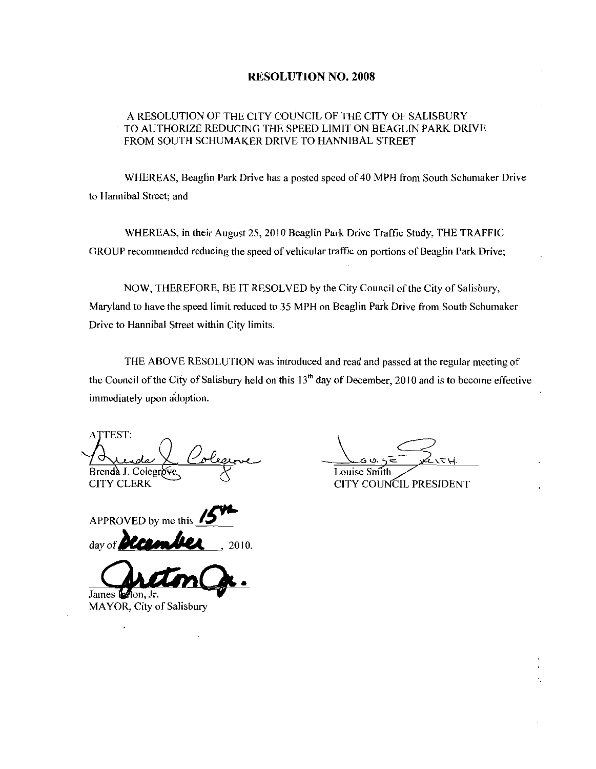# RESOLUTION NO. 2008

A RESOLUTION OF THE CITY COUNCIL OF THE CITY OF SALISBURY TO AUTHORIZE REDUCING THE SPEED LIMIT ON BEAGLIN PARK DRIVE FROM SOUTH SCHUMAKER DRIVE TO HANNIBAL STREET

WHEREAS, Beaglin Park Drive has a posted speed of 40 MPH from South Schumaker Drive to Hannibal Street; and

WHEREAS, in their August 25, 2010 Beaglin Park Drive Traffic Study, THE TRAFFIC GROUP recommended reducing the speed of vehicular traffic on portions of Beaglin Park Drive;

NOW, THEREFORE, BE IT RESOLVED by the City Council of the City of Salisbury, Maryland to have the speed limit reduced to 35 MPH on Beaglin Park Drive from South Schumaker Drive to Hannibal Street within City limits.

THE ABOVE RESOLUTION was introduced and read and passed at the regular meeting of the Council of the City of Salisbury held on this 13th day of December, 2010 and is to become effective immediately upon adoption.

ATTEST:

Brenda J. Colegrove
CITY CLERK

Louise Smith
CITY COUNCIL PRESIDENT

APPROVED by me this 15th day of December, 2010.

James Ireton, Jr.
MAYOR, City of Salisbury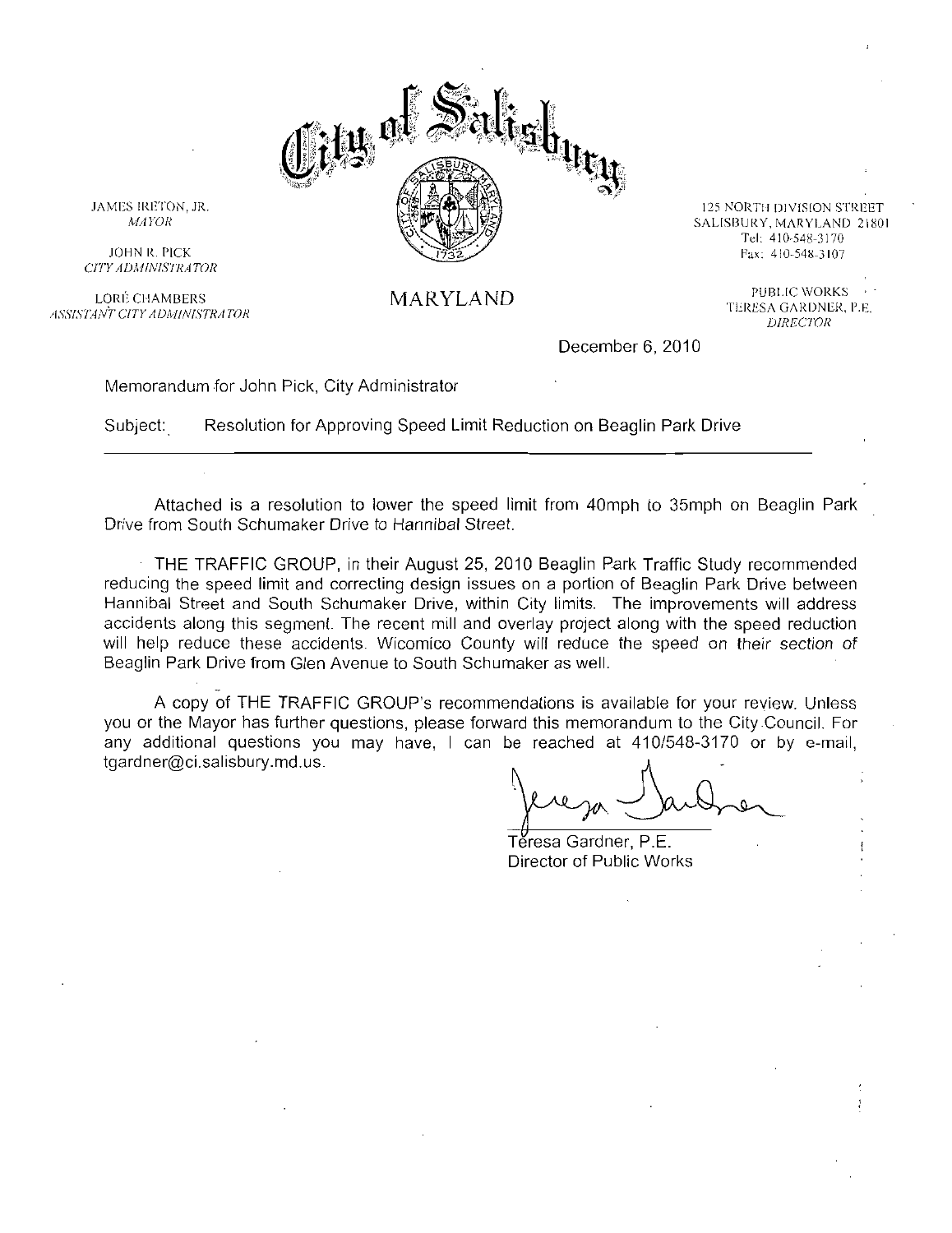# City of Salisbury

JAMES IRETON, JR.
*MAYOR*

JOHN R. PICK
*CITY ADMINISTRATOR*

LORÉ CHAMBERS
*ASSISTANT CITY ADMINISTRATOR*

MARYLAND

125 NORTH DIVISION STREET
SALISBURY, MARYLAND 21801
Tel: 410-548-3170
Fax: 410-548-3107

PUBLIC WORKS
TERESA GARDNER, P.E.
*DIRECTOR*

December 6, 2010

Memorandum for John Pick, City Administrator

Subject: Resolution for Approving Speed Limit Reduction on Beaglin Park Drive

---

Attached is a resolution to lower the speed limit from 40mph to 35mph on Beaglin Park Drive from South Schumaker Drive to Hannibal Street.

THE TRAFFIC GROUP, in their August 25, 2010 Beaglin Park Traffic Study recommended reducing the speed limit and correcting design issues on a portion of Beaglin Park Drive between Hannibal Street and South Schumaker Drive, within City limits. The improvements will address accidents along this segment. The recent mill and overlay project along with the speed reduction will help reduce these accidents. Wicomico County will reduce the speed on their section of Beaglin Park Drive from Glen Avenue to South Schumaker as well.

A copy of THE TRAFFIC GROUP's recommendations is available for your review. Unless you or the Mayor has further questions, please forward this memorandum to the City Council. For any additional questions you may have, I can be reached at 410/548-3170 or by e-mail, tgardner@ci.salisbury.md.us.

Teresa Gardner, P.E.
Director of Public Works